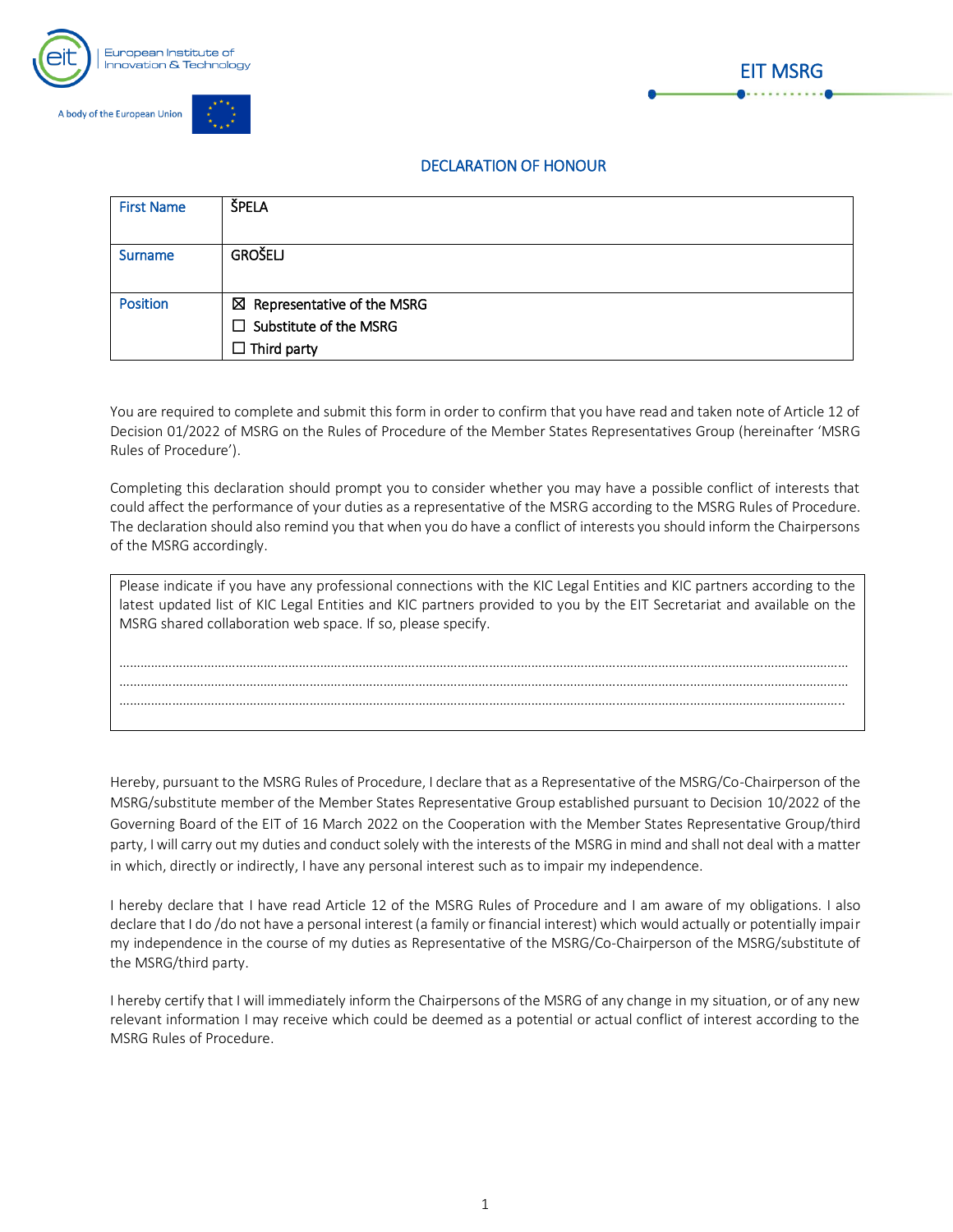EIT MSRG

## DECLARATION OF HONOUR

| First Name | ŠPELA |
|---|---|
| Surname | GROŠELJ |
| Position | ☒ Representative of the MSRG<br>☐ Substitute of the MSRG<br>☐ Third party |

You are required to complete and submit this form in order to confirm that you have read and taken note of Article 12 of Decision 01/2022 of MSRG on the Rules of Procedure of the Member States Representatives Group (hereinafter 'MSRG Rules of Procedure').

Completing this declaration should prompt you to consider whether you may have a possible conflict of interests that could affect the performance of your duties as a representative of the MSRG according to the MSRG Rules of Procedure. The declaration should also remind you that when you do have a conflict of interests you should inform the Chairpersons of the MSRG accordingly.

| Please indicate if you have any professional connections with the KIC Legal Entities and KIC partners according to the latest updated list of KIC Legal Entities and KIC partners provided to you by the EIT Secretariat and available on the MSRG shared collaboration web space. If so, please specify.<br><br>……………………………………………………………………………………………………………………………<br>……………………………………………………………………………………………………………………………<br>…………………………………………………………………………………………………………………………… |
|---|

Hereby, pursuant to the MSRG Rules of Procedure, I declare that as a Representative of the MSRG/Co-Chairperson of the MSRG/substitute member of the Member States Representative Group established pursuant to Decision 10/2022 of the Governing Board of the EIT of 16 March 2022 on the Cooperation with the Member States Representative Group/third party, I will carry out my duties and conduct solely with the interests of the MSRG in mind and shall not deal with a matter in which, directly or indirectly, I have any personal interest such as to impair my independence.

I hereby declare that I have read Article 12 of the MSRG Rules of Procedure and I am aware of my obligations. I also declare that I do /do not have a personal interest (a family or financial interest) which would actually or potentially impair my independence in the course of my duties as Representative of the MSRG/Co-Chairperson of the MSRG/substitute of the MSRG/third party.

I hereby certify that I will immediately inform the Chairpersons of the MSRG of any change in my situation, or of any new relevant information I may receive which could be deemed as a potential or actual conflict of interest according to the MSRG Rules of Procedure.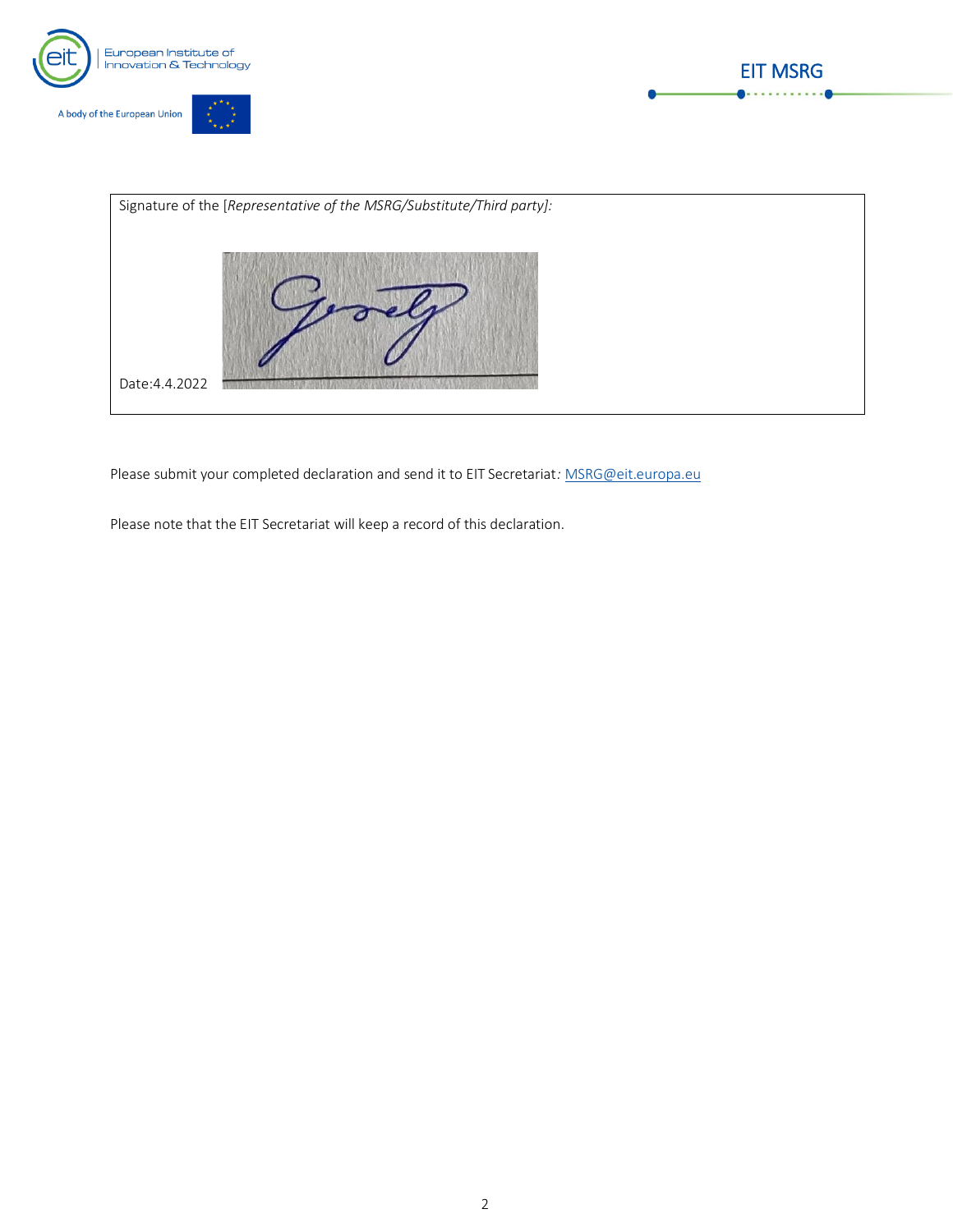| |
|---|
| Signature of the [*Representative of the MSRG/Substitute/Third party]:*<br><br>Date:4.4.2022 |

Please submit your completed declaration and send it to EIT Secretariat*:* [MSRG@eit.europa.eu](mailto:MSRG@eit.europa.eu)

Please note that the EIT Secretariat will keep a record of this declaration.